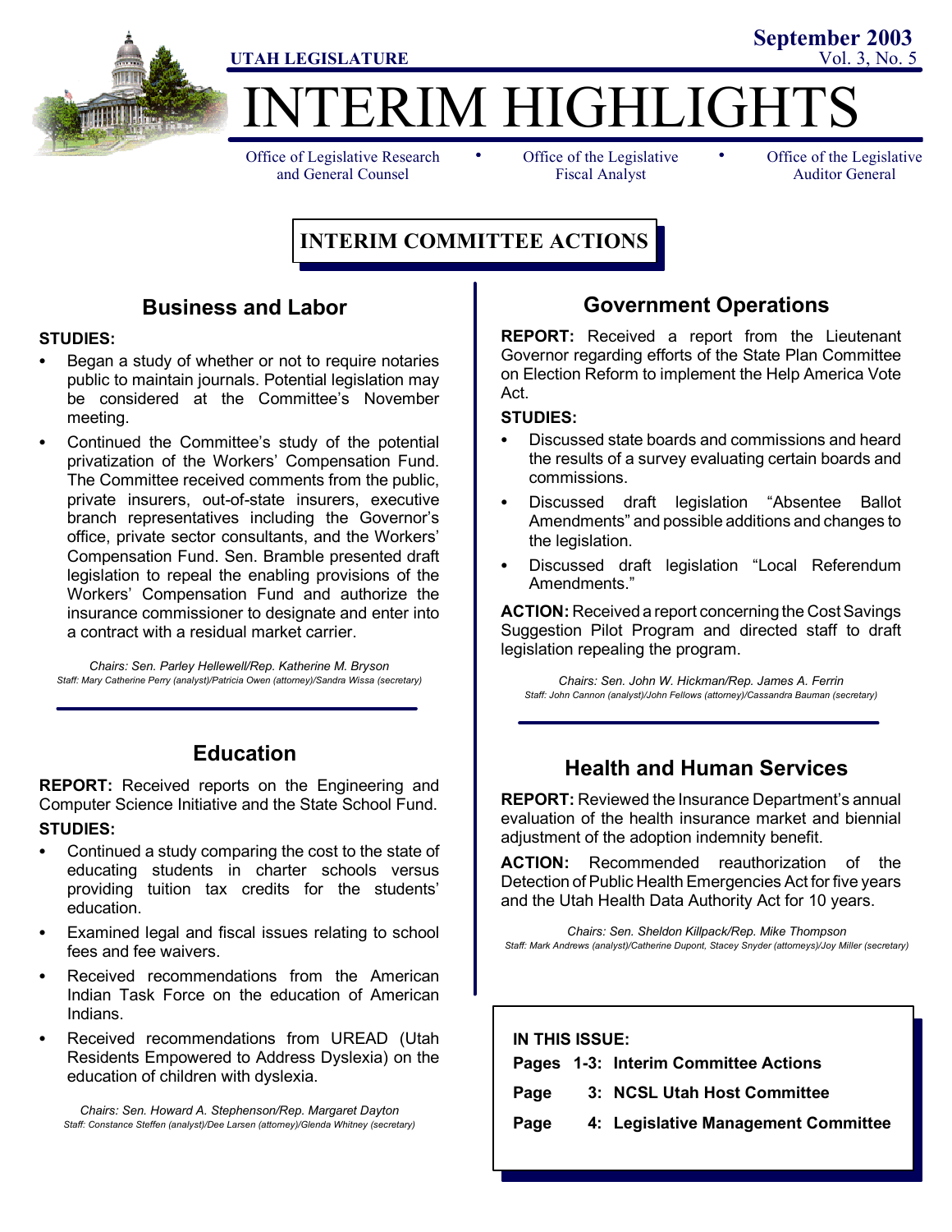UTAH LEGISLATURE

September 2003
Vol. 3, No. 5

# INTERIM HIGHLIGHTS

Office of Legislative Research and General Counsel • Office of the Legislative Fiscal Analyst • Office of the Legislative Auditor General

## INTERIM COMMITTEE ACTIONS

### Business and Labor

**STUDIES:**

- Began a study of whether or not to require notaries public to maintain journals. Potential legislation may be considered at the Committee's November meeting.
- Continued the Committee's study of the potential privatization of the Workers' Compensation Fund. The Committee received comments from the public, private insurers, out-of-state insurers, executive branch representatives including the Governor's office, private sector consultants, and the Workers' Compensation Fund. Sen. Bramble presented draft legislation to repeal the enabling provisions of the Workers' Compensation Fund and authorize the insurance commissioner to designate and enter into a contract with a residual market carrier.

*Chairs: Sen. Parley Hellewell/Rep. Katherine M. Bryson*
*Staff: Mary Catherine Perry (analyst)/Patricia Owen (attorney)/Sandra Wissa (secretary)*

### Education

**REPORT:** Received reports on the Engineering and Computer Science Initiative and the State School Fund.

**STUDIES:**

- Continued a study comparing the cost to the state of educating students in charter schools versus providing tuition tax credits for the students' education.
- Examined legal and fiscal issues relating to school fees and fee waivers.
- Received recommendations from the American Indian Task Force on the education of American Indians.
- Received recommendations from UREAD (Utah Residents Empowered to Address Dyslexia) on the education of children with dyslexia.

*Chairs: Sen. Howard A. Stephenson/Rep. Margaret Dayton*
*Staff: Constance Steffen (analyst)/Dee Larsen (attorney)/Glenda Whitney (secretary)*

### Government Operations

**REPORT:** Received a report from the Lieutenant Governor regarding efforts of the State Plan Committee on Election Reform to implement the Help America Vote Act.

**STUDIES:**

- Discussed state boards and commissions and heard the results of a survey evaluating certain boards and commissions.
- Discussed draft legislation "Absentee Ballot Amendments" and possible additions and changes to the legislation.
- Discussed draft legislation "Local Referendum Amendments."

**ACTION:** Received a report concerning the Cost Savings Suggestion Pilot Program and directed staff to draft legislation repealing the program.

*Chairs: Sen. John W. Hickman/Rep. James A. Ferrin*
*Staff: John Cannon (analyst)/John Fellows (attorney)/Cassandra Bauman (secretary)*

### Health and Human Services

**REPORT:** Reviewed the Insurance Department's annual evaluation of the health insurance market and biennial adjustment of the adoption indemnity benefit.

**ACTION:** Recommended reauthorization of the Detection of Public Health Emergencies Act for five years and the Utah Health Data Authority Act for 10 years.

*Chairs: Sen. Sheldon Killpack/Rep. Mike Thompson*
*Staff: Mark Andrews (analyst)/Catherine Dupont, Stacey Snyder (attorneys)/Joy Miller (secretary)*

**IN THIS ISSUE:**

**Pages 1-3: Interim Committee Actions**
**Page 3: NCSL Utah Host Committee**
**Page 4: Legislative Management Committee**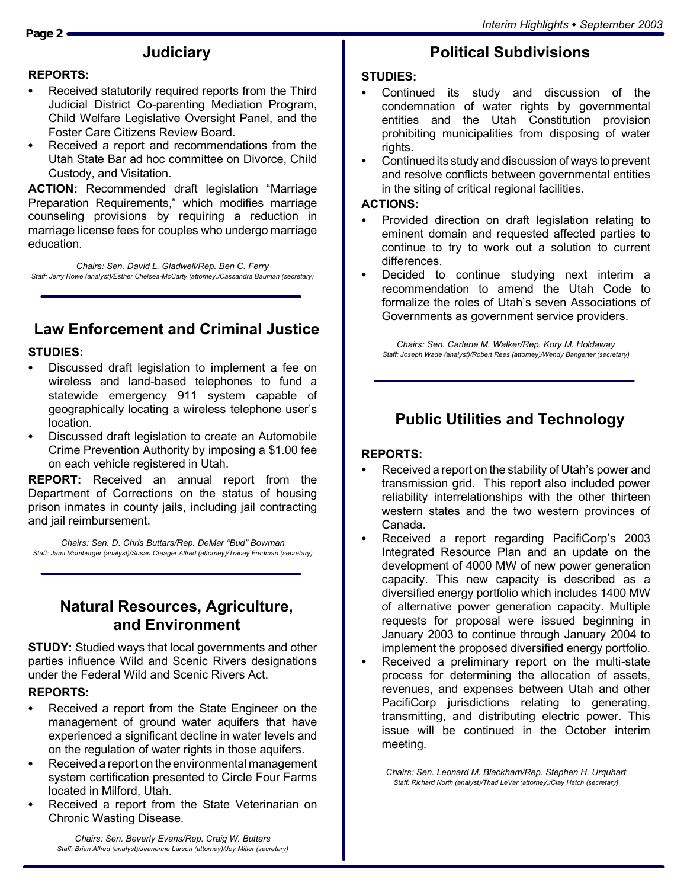## Judiciary

**REPORTS:**

- Received statutorily required reports from the Third Judicial District Co-parenting Mediation Program, Child Welfare Legislative Oversight Panel, and the Foster Care Citizens Review Board.
- Received a report and recommendations from the Utah State Bar ad hoc committee on Divorce, Child Custody, and Visitation.

**ACTION:** Recommended draft legislation "Marriage Preparation Requirements," which modifies marriage counseling provisions by requiring a reduction in marriage license fees for couples who undergo marriage education.

*Chairs: Sen. David L. Gladwell/Rep. Ben C. Ferry*
*Staff: Jerry Howe (analyst)/Esther Chelsea-McCarty (attorney)/Cassandra Bauman (secretary)*

## Law Enforcement and Criminal Justice

**STUDIES:**

- Discussed draft legislation to implement a fee on wireless and land-based telephones to fund a statewide emergency 911 system capable of geographically locating a wireless telephone user's location.
- Discussed draft legislation to create an Automobile Crime Prevention Authority by imposing a $1.00 fee on each vehicle registered in Utah.

**REPORT:** Received an annual report from the Department of Corrections on the status of housing prison inmates in county jails, including jail contracting and jail reimbursement.

*Chairs: Sen. D. Chris Buttars/Rep. DeMar "Bud" Bowman*
*Staff: Jami Momberger (analyst)/Susan Creager Allred (attorney)/Tracey Fredman (secretary)*

## Natural Resources, Agriculture, and Environment

**STUDY:** Studied ways that local governments and other parties influence Wild and Scenic Rivers designations under the Federal Wild and Scenic Rivers Act.

**REPORTS:**

- Received a report from the State Engineer on the management of ground water aquifers that have experienced a significant decline in water levels and on the regulation of water rights in those aquifers.
- Received a report on the environmental management system certification presented to Circle Four Farms located in Milford, Utah.
- Received a report from the State Veterinarian on Chronic Wasting Disease.

*Chairs: Sen. Beverly Evans/Rep. Craig W. Buttars*
*Staff: Brian Allred (analyst)/Jeanenne Larson (attorney)/Joy Miller (secretary)*

## Political Subdivisions

**STUDIES:**

- Continued its study and discussion of the condemnation of water rights by governmental entities and the Utah Constitution provision prohibiting municipalities from disposing of water rights.
- Continued its study and discussion of ways to prevent and resolve conflicts between governmental entities in the siting of critical regional facilities.

**ACTIONS:**

- Provided direction on draft legislation relating to eminent domain and requested affected parties to continue to try to work out a solution to current differences.
- Decided to continue studying next interim a recommendation to amend the Utah Code to formalize the roles of Utah's seven Associations of Governments as government service providers.

*Chairs: Sen. Carlene M. Walker/Rep. Kory M. Holdaway*
*Staff: Joseph Wade (analyst)/Robert Rees (attorney)/Wendy Bangerter (secretary)*

## Public Utilities and Technology

**REPORTS:**

- Received a report on the stability of Utah's power and transmission grid. This report also included power reliability interrelationships with the other thirteen western states and the two western provinces of Canada.
- Received a report regarding PacifiCorp's 2003 Integrated Resource Plan and an update on the development of 4000 MW of new power generation capacity. This new capacity is described as a diversified energy portfolio which includes 1400 MW of alternative power generation capacity. Multiple requests for proposal were issued beginning in January 2003 to continue through January 2004 to implement the proposed diversified energy portfolio.
- Received a preliminary report on the multi-state process for determining the allocation of assets, revenues, and expenses between Utah and other PacifiCorp jurisdictions relating to generating, transmitting, and distributing electric power. This issue will be continued in the October interim meeting.

*Chairs: Sen. Leonard M. Blackham/Rep. Stephen H. Urquhart*
*Staff: Richard North (analyst)/Thad LeVar (attorney)/Clay Hatch (secretary)*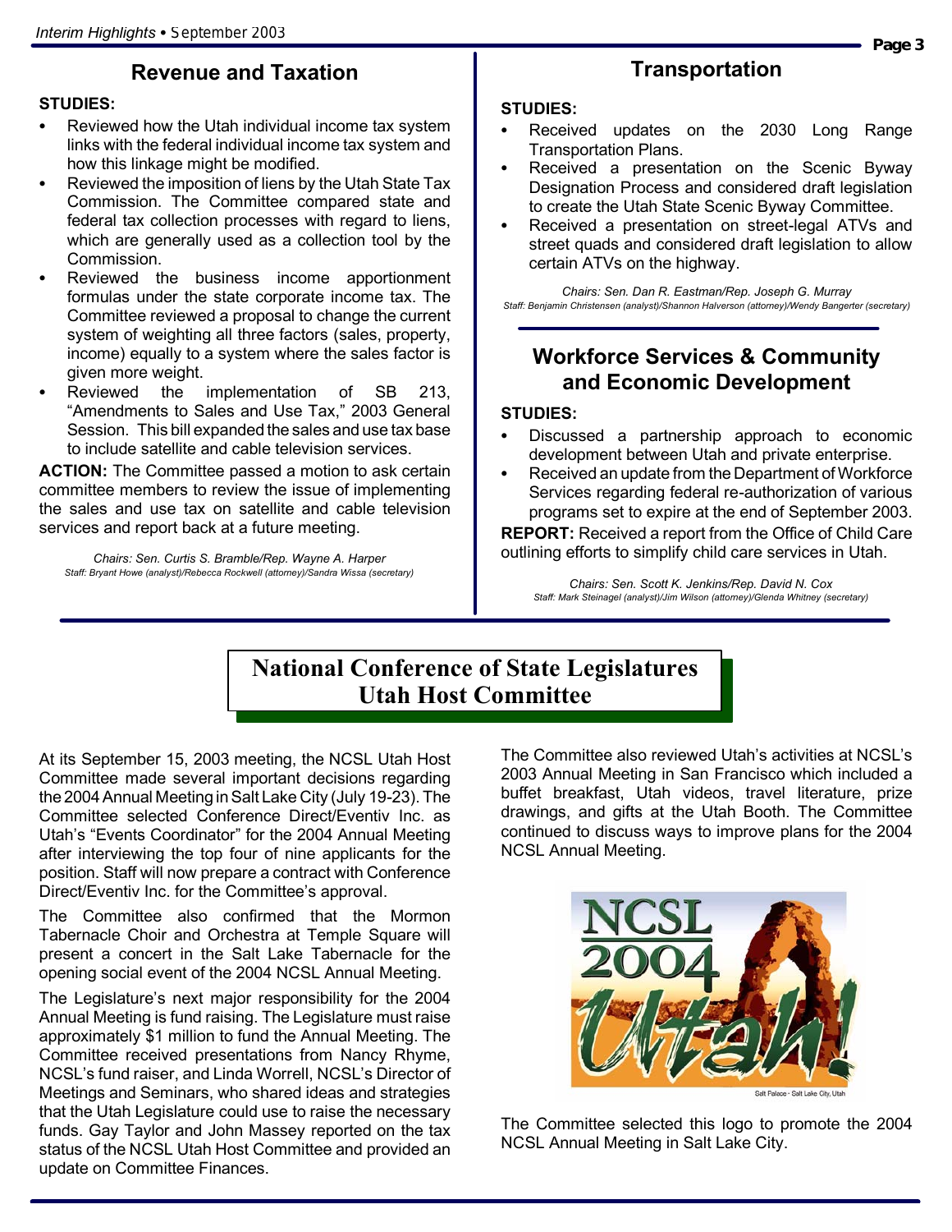## Revenue and Taxation

**STUDIES:**

- Reviewed how the Utah individual income tax system links with the federal individual income tax system and how this linkage might be modified.
- Reviewed the imposition of liens by the Utah State Tax Commission. The Committee compared state and federal tax collection processes with regard to liens, which are generally used as a collection tool by the Commission.
- Reviewed the business income apportionment formulas under the state corporate income tax. The Committee reviewed a proposal to change the current system of weighting all three factors (sales, property, income) equally to a system where the sales factor is given more weight.
- Reviewed the implementation of SB 213, "Amendments to Sales and Use Tax," 2003 General Session. This bill expanded the sales and use tax base to include satellite and cable television services.

**ACTION:** The Committee passed a motion to ask certain committee members to review the issue of implementing the sales and use tax on satellite and cable television services and report back at a future meeting.

*Chairs: Sen. Curtis S. Bramble/Rep. Wayne A. Harper*
*Staff: Bryant Howe (analyst)/Rebecca Rockwell (attorney)/Sandra Wissa (secretary)*

## Transportation

**STUDIES:**

- Received updates on the 2030 Long Range Transportation Plans.
- Received a presentation on the Scenic Byway Designation Process and considered draft legislation to create the Utah State Scenic Byway Committee.
- Received a presentation on street-legal ATVs and street quads and considered draft legislation to allow certain ATVs on the highway.

*Chairs: Sen. Dan R. Eastman/Rep. Joseph G. Murray*
*Staff: Benjamin Christensen (analyst)/Shannon Halverson (attorney)/Wendy Bangerter (secretary)*

## Workforce Services & Community and Economic Development

**STUDIES:**

- Discussed a partnership approach to economic development between Utah and private enterprise.
- Received an update from the Department of Workforce Services regarding federal re-authorization of various programs set to expire at the end of September 2003.

**REPORT:** Received a report from the Office of Child Care outlining efforts to simplify child care services in Utah.

*Chairs: Sen. Scott K. Jenkins/Rep. David N. Cox*
*Staff: Mark Steinagel (analyst)/Jim Wilson (attorney)/Glenda Whitney (secretary)*

## National Conference of State Legislatures Utah Host Committee

At its September 15, 2003 meeting, the NCSL Utah Host Committee made several important decisions regarding the 2004 Annual Meeting in Salt Lake City (July 19-23). The Committee selected Conference Direct/Eventiv Inc. as Utah's "Events Coordinator" for the 2004 Annual Meeting after interviewing the top four of nine applicants for the position. Staff will now prepare a contract with Conference Direct/Eventiv Inc. for the Committee's approval.

The Committee also confirmed that the Mormon Tabernacle Choir and Orchestra at Temple Square will present a concert in the Salt Lake Tabernacle for the opening social event of the 2004 NCSL Annual Meeting.

The Legislature's next major responsibility for the 2004 Annual Meeting is fund raising. The Legislature must raise approximately $1 million to fund the Annual Meeting. The Committee received presentations from Nancy Rhyme, NCSL's fund raiser, and Linda Worrell, NCSL's Director of Meetings and Seminars, who shared ideas and strategies that the Utah Legislature could use to raise the necessary funds. Gay Taylor and John Massey reported on the tax status of the NCSL Utah Host Committee and provided an update on Committee Finances.

The Committee also reviewed Utah's activities at NCSL's 2003 Annual Meeting in San Francisco which included a buffet breakfast, Utah videos, travel literature, prize drawings, and gifts at the Utah Booth. The Committee continued to discuss ways to improve plans for the 2004 NCSL Annual Meeting.

The Committee selected this logo to promote the 2004 NCSL Annual Meeting in Salt Lake City.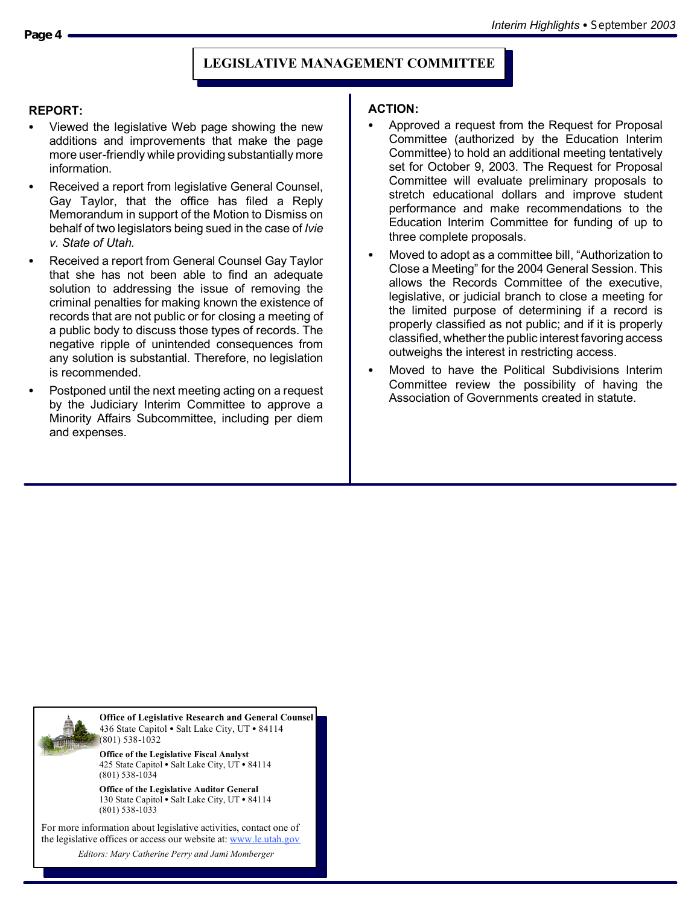## LEGISLATIVE MANAGEMENT COMMITTEE

**REPORT:**

- Viewed the legislative Web page showing the new additions and improvements that make the page more user-friendly while providing substantially more information.
- Received a report from legislative General Counsel, Gay Taylor, that the office has filed a Reply Memorandum in support of the Motion to Dismiss on behalf of two legislators being sued in the case of *Ivie v. State of Utah.*
- Received a report from General Counsel Gay Taylor that she has not been able to find an adequate solution to addressing the issue of removing the criminal penalties for making known the existence of records that are not public or for closing a meeting of a public body to discuss those types of records. The negative ripple of unintended consequences from any solution is substantial. Therefore, no legislation is recommended.
- Postponed until the next meeting acting on a request by the Judiciary Interim Committee to approve a Minority Affairs Subcommittee, including per diem and expenses.

**ACTION:**

- Approved a request from the Request for Proposal Committee (authorized by the Education Interim Committee) to hold an additional meeting tentatively set for October 9, 2003. The Request for Proposal Committee will evaluate preliminary proposals to stretch educational dollars and improve student performance and make recommendations to the Education Interim Committee for funding of up to three complete proposals.
- Moved to adopt as a committee bill, "Authorization to Close a Meeting" for the 2004 General Session. This allows the Records Committee of the executive, legislative, or judicial branch to close a meeting for the limited purpose of determining if a record is properly classified as not public; and if it is properly classified, whether the public interest favoring access outweighs the interest in restricting access.
- Moved to have the Political Subdivisions Interim Committee review the possibility of having the Association of Governments created in statute.

---

**Office of Legislative Research and General Counsel**
436 State Capitol • Salt Lake City, UT • 84114
(801) 538-1032

**Office of the Legislative Fiscal Analyst**
425 State Capitol • Salt Lake City, UT • 84114
(801) 538-1034

**Office of the Legislative Auditor General**
130 State Capitol • Salt Lake City, UT • 84114
(801) 538-1033

For more information about legislative activities, contact one of the legislative offices or access our website at: www.le.utah.gov

*Editors: Mary Catherine Perry and Jami Momberger*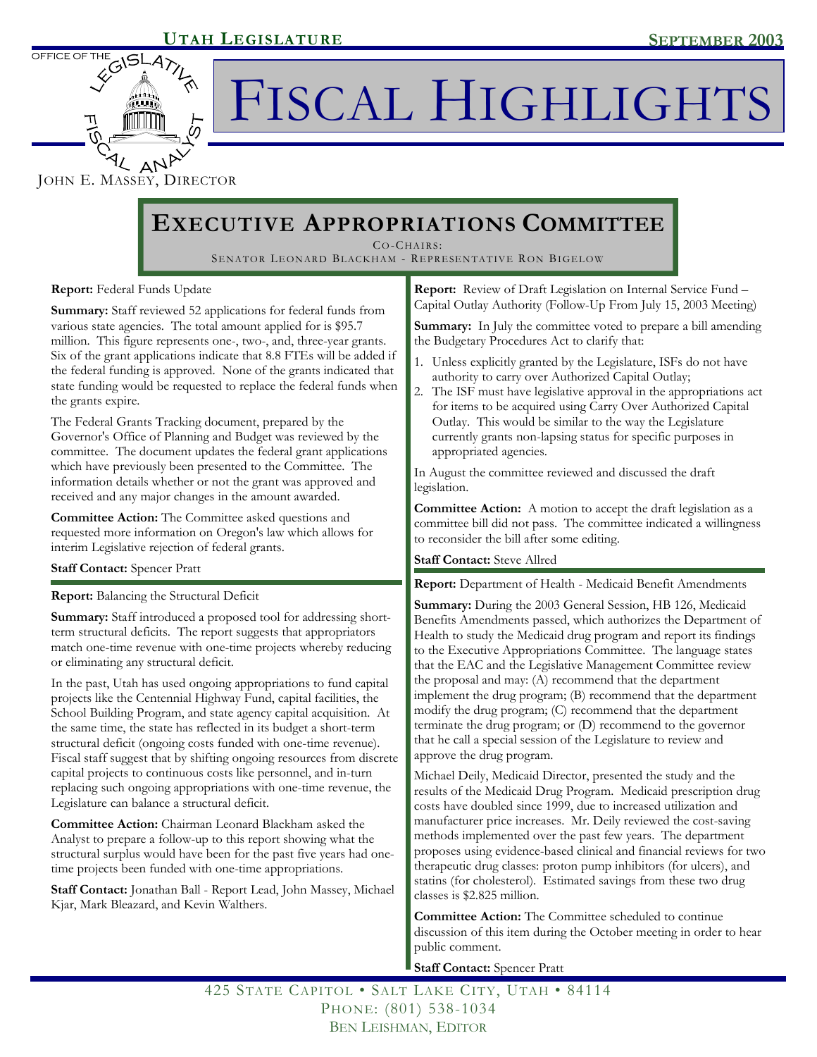# Executive Appropriations Committee

Co-Chairs:
Senator Leonard Blackham - Representative Ron Bigelow

**Report:** Federal Funds Update

**Summary:** Staff reviewed 52 applications for federal funds from various state agencies. The total amount applied for is $95.7 million. This figure represents one-, two-, and, three-year grants. Six of the grant applications indicate that 8.8 FTEs will be added if the federal funding is approved. None of the grants indicated that state funding would be requested to replace the federal funds when the grants expire.

The Federal Grants Tracking document, prepared by the Governor's Office of Planning and Budget was reviewed by the committee. The document updates the federal grant applications which have previously been presented to the Committee. The information details whether or not the grant was approved and received and any major changes in the amount awarded.

**Committee Action:** The Committee asked questions and requested more information on Oregon's law which allows for interim Legislative rejection of federal grants.

**Staff Contact:** Spencer Pratt

---

**Report:** Balancing the Structural Deficit

**Summary:** Staff introduced a proposed tool for addressing short-term structural deficits. The report suggests that appropriators match one-time revenue with one-time projects whereby reducing or eliminating any structural deficit.

In the past, Utah has used ongoing appropriations to fund capital projects like the Centennial Highway Fund, capital facilities, the School Building Program, and state agency capital acquisition. At the same time, the state has reflected in its budget a short-term structural deficit (ongoing costs funded with one-time revenue). Fiscal staff suggest that by shifting ongoing resources from discrete capital projects to continuous costs like personnel, and in-turn replacing such ongoing appropriations with one-time revenue, the Legislature can balance a structural deficit.

**Committee Action:** Chairman Leonard Blackham asked the Analyst to prepare a follow-up to this report showing what the structural surplus would have been for the past five years had one-time projects been funded with one-time appropriations.

**Staff Contact:** Jonathan Ball - Report Lead, John Massey, Michael Kjar, Mark Bleazard, and Kevin Walthers.

---

**Report:** Review of Draft Legislation on Internal Service Fund – Capital Outlay Authority (Follow-Up From July 15, 2003 Meeting)

**Summary:** In July the committee voted to prepare a bill amending the Budgetary Procedures Act to clarify that:

1. Unless explicitly granted by the Legislature, ISFs do not have authority to carry over Authorized Capital Outlay;
2. The ISF must have legislative approval in the appropriations act for items to be acquired using Carry Over Authorized Capital Outlay. This would be similar to the way the Legislature currently grants non-lapsing status for specific purposes in appropriated agencies.

In August the committee reviewed and discussed the draft legislation.

**Committee Action:** A motion to accept the draft legislation as a committee bill did not pass. The committee indicated a willingness to reconsider the bill after some editing.

**Staff Contact:** Steve Allred

---

**Report:** Department of Health - Medicaid Benefit Amendments

**Summary:** During the 2003 General Session, HB 126, Medicaid Benefits Amendments passed, which authorizes the Department of Health to study the Medicaid drug program and report its findings to the Executive Appropriations Committee. The language states that the EAC and the Legislative Management Committee review the proposal and may: (A) recommend that the department implement the drug program; (B) recommend that the department modify the drug program; (C) recommend that the department terminate the drug program; or (D) recommend to the governor that he call a special session of the Legislature to review and approve the drug program.

Michael Deily, Medicaid Director, presented the study and the results of the Medicaid Drug Program. Medicaid prescription drug costs have doubled since 1999, due to increased utilization and manufacturer price increases. Mr. Deily reviewed the cost-saving methods implemented over the past few years. The department proposes using evidence-based clinical and financial reviews for two therapeutic drug classes: proton pump inhibitors (for ulcers), and statins (for cholesterol). Estimated savings from these two drug classes is $2.825 million.

**Committee Action:** The Committee scheduled to continue discussion of this item during the October meeting in order to hear public comment.

**Staff Contact:** Spencer Pratt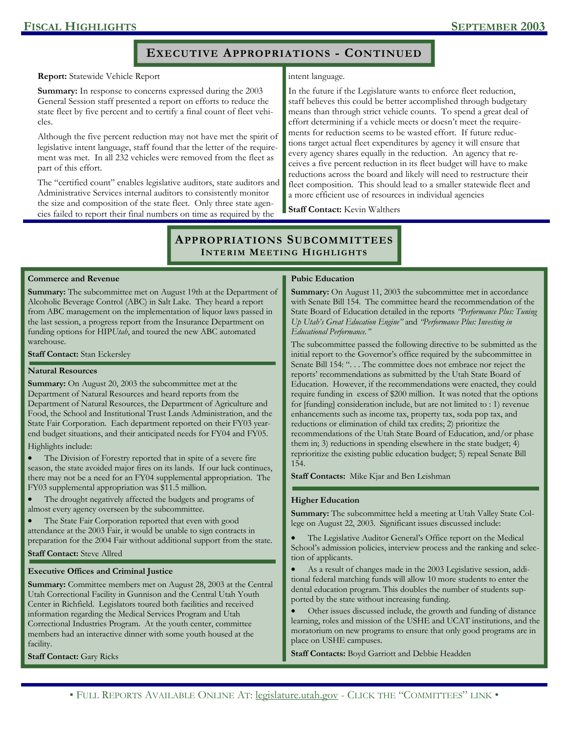## Executive Appropriations - Continued

**Report:** Statewide Vehicle Report

**Summary:** In response to concerns expressed during the 2003 General Session staff presented a report on efforts to reduce the state fleet by five percent and to certify a final count of fleet vehicles.

Although the five percent reduction may not have met the spirit of legislative intent language, staff found that the letter of the requirement was met. In all 232 vehicles were removed from the fleet as part of this effort.

The "certified count" enables legislative auditors, state auditors and Administrative Services internal auditors to consistently monitor the size and composition of the state fleet. Only three state agencies failed to report their final numbers on time as required by the intent language.

In the future if the Legislature wants to enforce fleet reduction, staff believes this could be better accomplished through budgetary means than through strict vehicle counts. To spend a great deal of effort determining if a vehicle meets or doesn't meet the requirements for reduction seems to be wasted effort. If future reductions target actual fleet expenditures by agency it will ensure that every agency shares equally in the reduction. An agency that receives a five percent reduction in its fleet budget will have to make reductions across the board and likely will need to restructure their fleet composition. This should lead to a smaller statewide fleet and a more efficient use of resources in individual agencies

**Staff Contact:** Kevin Walthers

## Appropriations Subcommittees
### Interim Meeting Highlights

**Commerce and Revenue**

**Summary:** The subcommittee met on August 19th at the Department of Alcoholic Beverage Control (ABC) in Salt Lake. They heard a report from ABC management on the implementation of liquor laws passed in the last session, a progress report from the Insurance Department on funding options for HIP*Utah*, and toured the new ABC automated warehouse.

**Staff Contact:** Stan Eckersley

**Natural Resources**

**Summary:** On August 20, 2003 the subcommittee met at the Department of Natural Resources and heard reports from the Department of Natural Resources, the Department of Agriculture and Food, the School and Institutional Trust Lands Administration, and the State Fair Corporation. Each department reported on their FY03 year-end budget situations, and their anticipated needs for FY04 and FY05.

Highlights include:

- The Division of Forestry reported that in spite of a severe fire season, the state avoided major fires on its lands. If our luck continues, there may not be a need for an FY04 supplemental appropriation. The FY03 supplemental appropriation was $11.5 million.
- The drought negatively affected the budgets and programs of almost every agency overseen by the subcommittee.
- The State Fair Corporation reported that even with good attendance at the 2003 Fair, it would be unable to sign contracts in preparation for the 2004 Fair without additional support from the state.

**Staff Contact:** Steve Allred

**Executive Offices and Criminal Justice**

**Summary:** Committee members met on August 28, 2003 at the Central Utah Correctional Facility in Gunnison and the Central Utah Youth Center in Richfield. Legislators toured both facilities and received information regarding the Medical Services Program and Utah Correctional Industries Program. At the youth center, committee members had an interactive dinner with some youth housed at the facility.

**Staff Contact:** Gary Ricks

**Pubic Education**

**Summary:** On August 11, 2003 the subcommittee met in accordance with Senate Bill 154. The committee heard the recommendation of the State Board of Education detailed in the reports *"Performance Plus: Tuning Up Utah's Great Education Engine"* and *"Performance Plus: Investing in Educational Performance."*

The subcommittee passed the following directive to be submitted as the initial report to the Governor's office required by the subcommittee in Senate Bill 154: ". . . The committee does not embrace nor reject the reports' recommendations as submitted by the Utah State Board of Education. However, if the recommendations were enacted, they could require funding in excess of $200 million. It was noted that the options for [funding] consideration include, but are not limited to : 1) revenue enhancements such as income tax, property tax, soda pop tax, and reductions or elimination of child tax credits; 2) prioritize the recommendations of the Utah State Board of Education, and/or phase them in; 3) reductions in spending elsewhere in the state budget; 4) reprioritize the existing public education budget; 5) repeal Senate Bill 154.

**Staff Contacts:** Mike Kjar and Ben Leishman

**Higher Education**

**Summary:** The subcommittee held a meeting at Utah Valley State College on August 22, 2003. Significant issues discussed include:

- The Legislative Auditor General's Office report on the Medical School's admission policies, interview process and the ranking and selection of applicants.
- As a result of changes made in the 2003 Legislative session, additional federal matching funds will allow 10 more students to enter the dental education program. This doubles the number of students supported by the state without increasing funding.
- Other issues discussed include, the growth and funding of distance learning, roles and mission of the USHE and UCAT institutions, and the moratorium on new programs to ensure that only good programs are in place on USHE campuses.

**Staff Contacts:** Boyd Garriott and Debbie Headden

• Full Reports Available Online At: legislature.utah.gov - Click the "Committees" link •